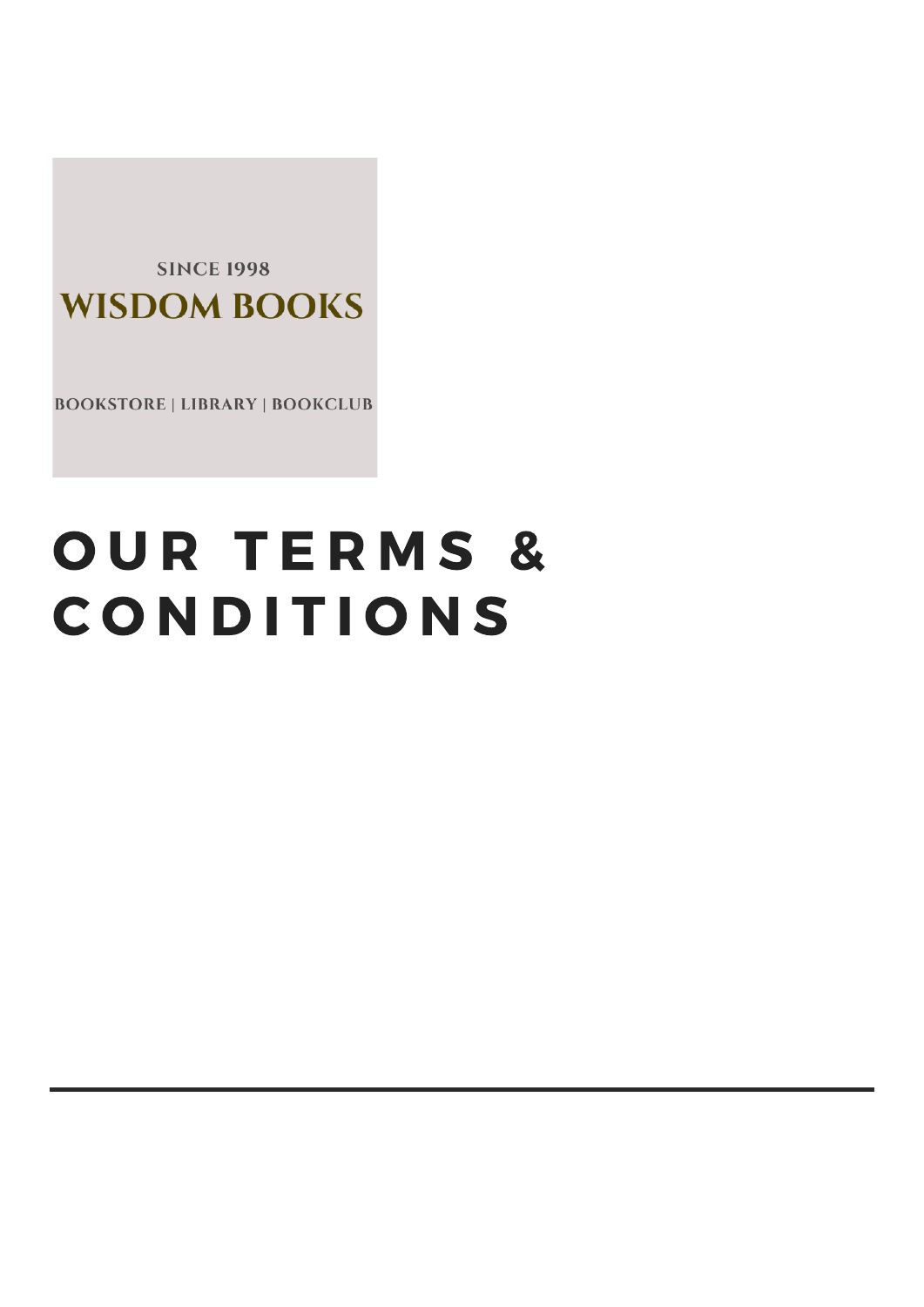SINCE 1998

**WISDOM BOOKS**

BOOKSTORE | LIBRARY | BOOKCLUB

# OUR TERMS & CONDITIONS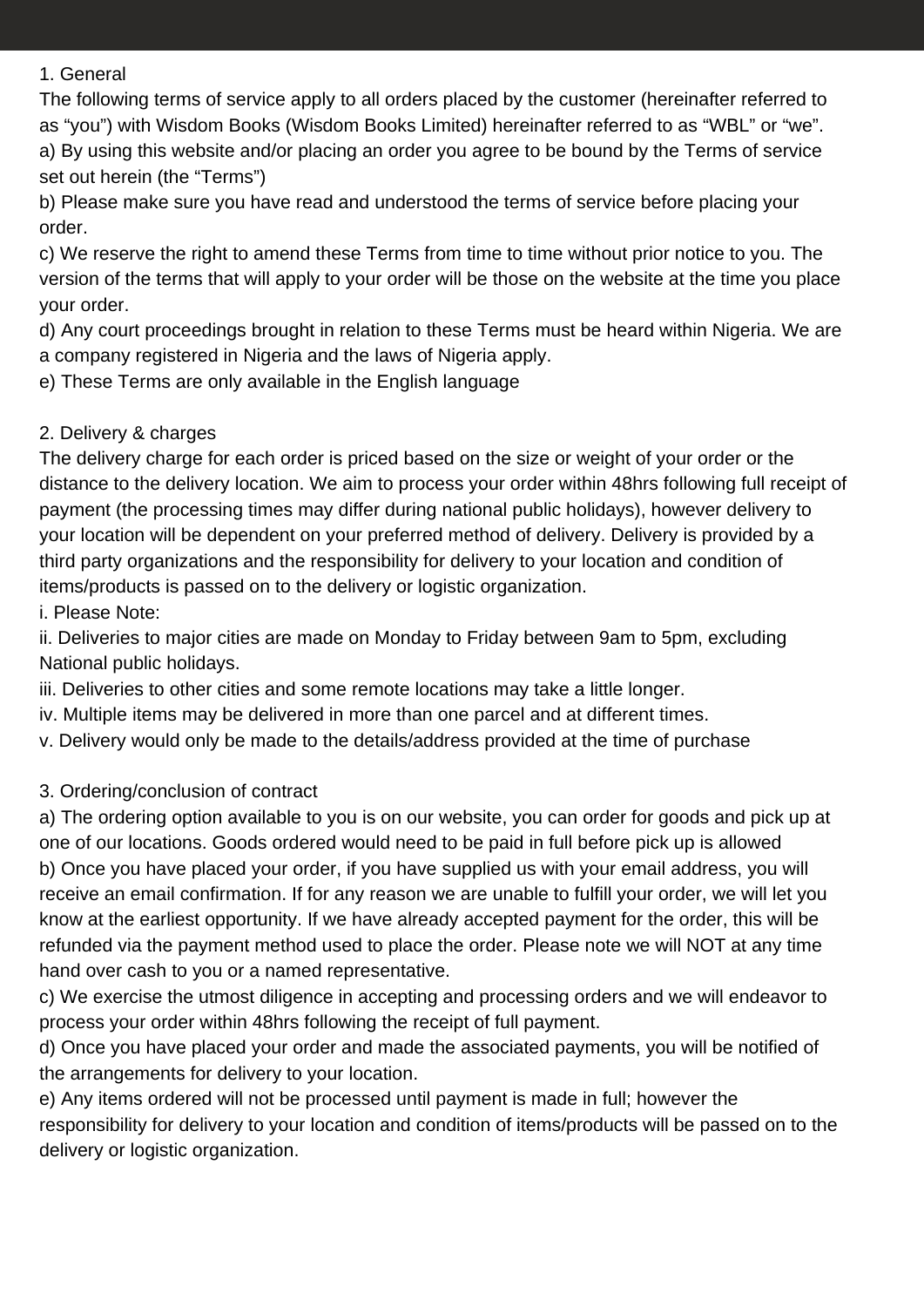## 1. General

The following terms of service apply to all orders placed by the customer (hereinafter referred to as “you”) with Wisdom Books (Wisdom Books Limited) hereinafter referred to as “WBL” or “we”.

a) By using this website and/or placing an order you agree to be bound by the Terms of service set out herein (the “Terms”)

b) Please make sure you have read and understood the terms of service before placing your order.

c) We reserve the right to amend these Terms from time to time without prior notice to you. The version of the terms that will apply to your order will be those on the website at the time you place your order.

d) Any court proceedings brought in relation to these Terms must be heard within Nigeria. We are a company registered in Nigeria and the laws of Nigeria apply.

e) These Terms are only available in the English language

## 2. Delivery & charges

The delivery charge for each order is priced based on the size or weight of your order or the distance to the delivery location. We aim to process your order within 48hrs following full receipt of payment (the processing times may differ during national public holidays), however delivery to your location will be dependent on your preferred method of delivery. Delivery is provided by a third party organizations and the responsibility for delivery to your location and condition of items/products is passed on to the delivery or logistic organization.

i. Please Note:

ii. Deliveries to major cities are made on Monday to Friday between 9am to 5pm, excluding National public holidays.

iii. Deliveries to other cities and some remote locations may take a little longer.

iv. Multiple items may be delivered in more than one parcel and at different times.

v. Delivery would only be made to the details/address provided at the time of purchase

## 3. Ordering/conclusion of contract

a) The ordering option available to you is on our website, you can order for goods and pick up at one of our locations. Goods ordered would need to be paid in full before pick up is allowed

b) Once you have placed your order, if you have supplied us with your email address, you will receive an email confirmation. If for any reason we are unable to fulfill your order, we will let you know at the earliest opportunity. If we have already accepted payment for the order, this will be refunded via the payment method used to place the order. Please note we will NOT at any time hand over cash to you or a named representative.

c) We exercise the utmost diligence in accepting and processing orders and we will endeavor to process your order within 48hrs following the receipt of full payment.

d) Once you have placed your order and made the associated payments, you will be notified of the arrangements for delivery to your location.

e) Any items ordered will not be processed until payment is made in full; however the responsibility for delivery to your location and condition of items/products will be passed on to the delivery or logistic organization.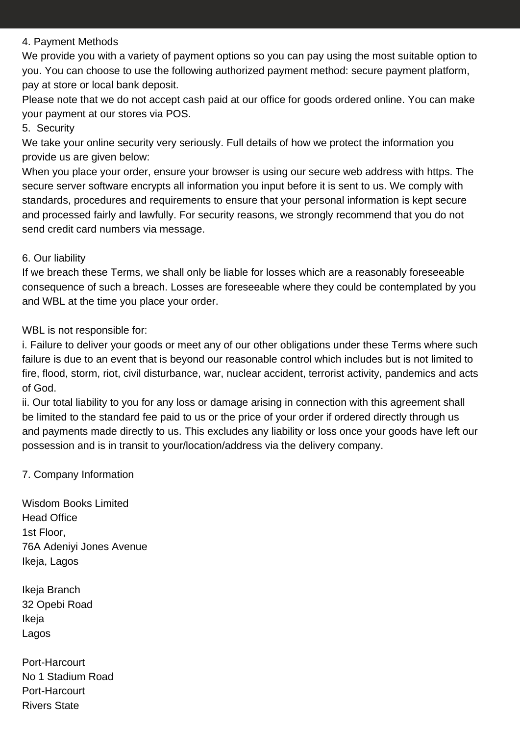## 4. Payment Methods

We provide you with a variety of payment options so you can pay using the most suitable option to you. You can choose to use the following authorized payment method: secure payment platform, pay at store or local bank deposit.

Please note that we do not accept cash paid at our office for goods ordered online. You can make your payment at our stores via POS.

## 5. Security

We take your online security very seriously. Full details of how we protect the information you provide us are given below:

When you place your order, ensure your browser is using our secure web address with https. The secure server software encrypts all information you input before it is sent to us. We comply with standards, procedures and requirements to ensure that your personal information is kept secure and processed fairly and lawfully. For security reasons, we strongly recommend that you do not send credit card numbers via message.

## 6. Our liability

If we breach these Terms, we shall only be liable for losses which are a reasonably foreseeable consequence of such a breach. Losses are foreseeable where they could be contemplated by you and WBL at the time you place your order.

WBL is not responsible for:

i. Failure to deliver your goods or meet any of our other obligations under these Terms where such failure is due to an event that is beyond our reasonable control which includes but is not limited to fire, flood, storm, riot, civil disturbance, war, nuclear accident, terrorist activity, pandemics and acts of God.

ii. Our total liability to you for any loss or damage arising in connection with this agreement shall be limited to the standard fee paid to us or the price of your order if ordered directly through us and payments made directly to us. This excludes any liability or loss once your goods have left our possession and is in transit to your/location/address via the delivery company.

## 7. Company Information

Wisdom Books Limited
Head Office
1st Floor,
76A Adeniyi Jones Avenue
Ikeja, Lagos

Ikeja Branch
32 Opebi Road
Ikeja
Lagos

Port-Harcourt
No 1 Stadium Road
Port-Harcourt
Rivers State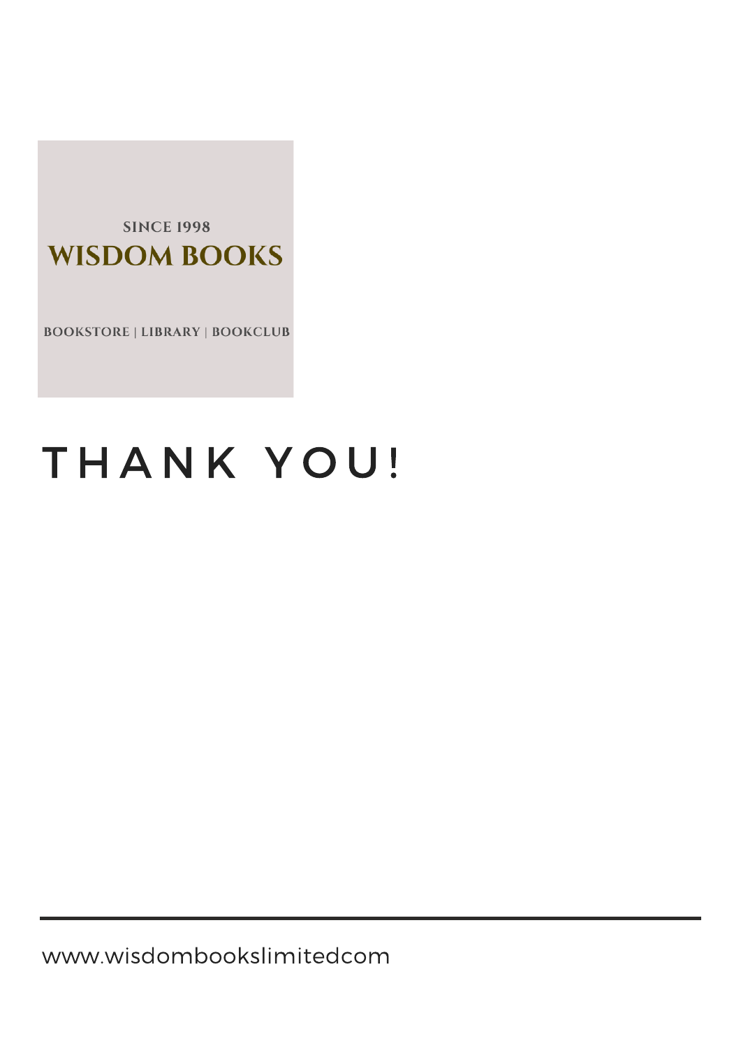SINCE 1998

**WISDOM BOOKS**

BOOKSTORE | LIBRARY | BOOKCLUB

# THANK YOU!

---

www.wisdombookslimitedcom